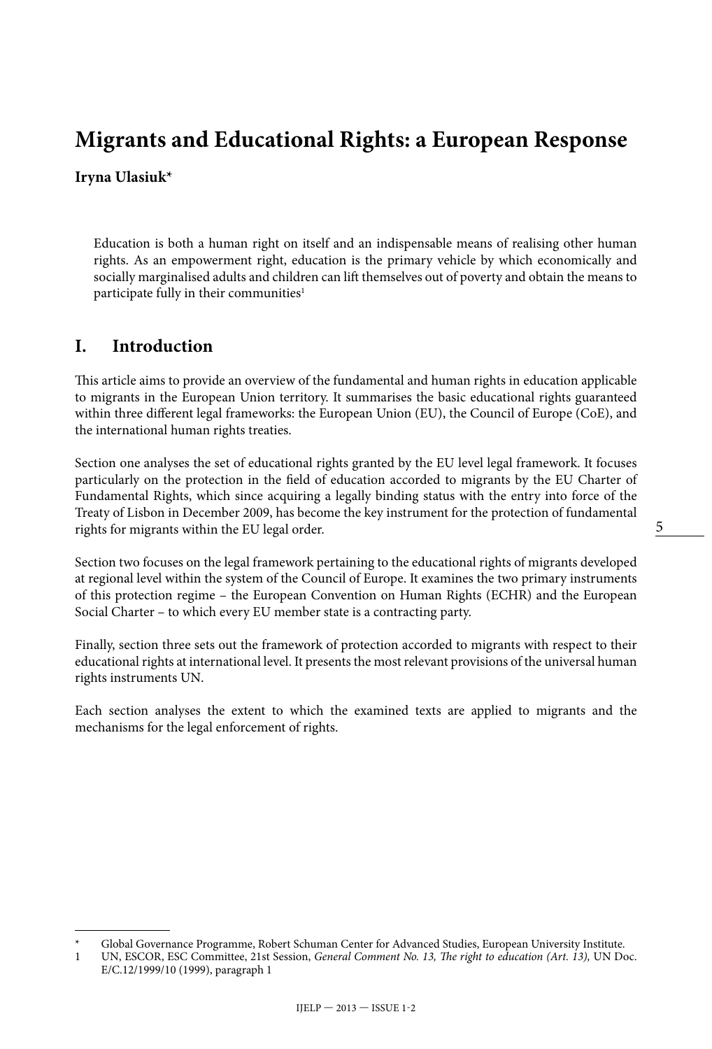# Migrants and Educational Rights: a European Response

**Iryna Ulasiuk***

> Education is both a human right on itself and an indispensable means of realising other human rights. As an empowerment right, education is the primary vehicle by which economically and socially marginalised adults and children can lift themselves out of poverty and obtain the means to participate fully in their communities[1]

## I. Introduction

This article aims to provide an overview of the fundamental and human rights in education applicable to migrants in the European Union territory. It summarises the basic educational rights guaranteed within three different legal frameworks: the European Union (EU), the Council of Europe (CoE), and the international human rights treaties.

Section one analyses the set of educational rights granted by the EU level legal framework. It focuses particularly on the protection in the field of education accorded to migrants by the EU Charter of Fundamental Rights, which since acquiring a legally binding status with the entry into force of the Treaty of Lisbon in December 2009, has become the key instrument for the protection of fundamental rights for migrants within the EU legal order.

Section two focuses on the legal framework pertaining to the educational rights of migrants developed at regional level within the system of the Council of Europe. It examines the two primary instruments of this protection regime – the European Convention on Human Rights (ECHR) and the European Social Charter – to which every EU member state is a contracting party.

Finally, section three sets out the framework of protection accorded to migrants with respect to their educational rights at international level. It presents the most relevant provisions of the universal human rights instruments UN.

Each section analyses the extent to which the examined texts are applied to migrants and the mechanisms for the legal enforcement of rights.

---

\* Global Governance Programme, Robert Schuman Center for Advanced Studies, European University Institute.

1 UN, ESCOR, ESC Committee, 21st Session, *General Comment No. 13, The right to education (Art. 13),* UN Doc. E/C.12/1999/10 (1999), paragraph 1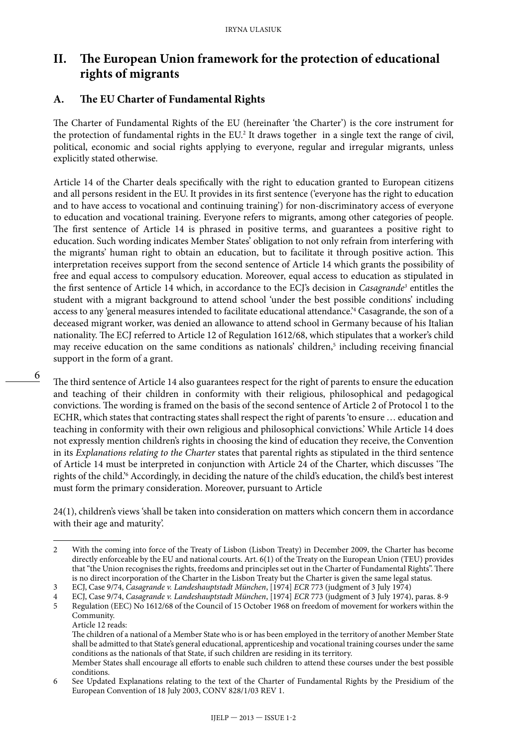## II. The European Union framework for the protection of educational rights of migrants

### A. The EU Charter of Fundamental Rights

The Charter of Fundamental Rights of the EU (hereinafter 'the Charter') is the core instrument for the protection of fundamental rights in the EU.[2] It draws together in a single text the range of civil, political, economic and social rights applying to everyone, regular and irregular migrants, unless explicitly stated otherwise.

Article 14 of the Charter deals specifically with the right to education granted to European citizens and all persons resident in the EU. It provides in its first sentence ('everyone has the right to education and to have access to vocational and continuing training') for non-discriminatory access of everyone to education and vocational training. Everyone refers to migrants, among other categories of people. The first sentence of Article 14 is phrased in positive terms, and guarantees a positive right to education. Such wording indicates Member States' obligation to not only refrain from interfering with the migrants' human right to obtain an education, but to facilitate it through positive action. This interpretation receives support from the second sentence of Article 14 which grants the possibility of free and equal access to compulsory education. Moreover, equal access to education as stipulated in the first sentence of Article 14 which, in accordance to the ECJ's decision in *Casagrande*[3] entitles the student with a migrant background to attend school 'under the best possible conditions' including access to any 'general measures intended to facilitate educational attendance.'[4] Casagrande, the son of a deceased migrant worker, was denied an allowance to attend school in Germany because of his Italian nationality. The ECJ referred to Article 12 of Regulation 1612/68, which stipulates that a worker's child may receive education on the same conditions as nationals' children,[5] including receiving financial support in the form of a grant.

The third sentence of Article 14 also guarantees respect for the right of parents to ensure the education and teaching of their children in conformity with their religious, philosophical and pedagogical convictions. The wording is framed on the basis of the second sentence of Article 2 of Protocol 1 to the ECHR, which states that contracting states shall respect the right of parents 'to ensure … education and teaching in conformity with their own religious and philosophical convictions.' While Article 14 does not expressly mention children's rights in choosing the kind of education they receive, the Convention in its *Explanations relating to the Charter* states that parental rights as stipulated in the third sentence of Article 14 must be interpreted in conjunction with Article 24 of the Charter, which discusses 'The rights of the child.'[6] Accordingly, in deciding the nature of the child's education, the child's best interest must form the primary consideration. Moreover, pursuant to Article

24(1), children's views 'shall be taken into consideration on matters which concern them in accordance with their age and maturity'.

---

2 With the coming into force of the Treaty of Lisbon (Lisbon Treaty) in December 2009, the Charter has become directly enforceable by the EU and national courts. Art. 6(1) of the Treaty on the European Union (TEU) provides that "the Union recognises the rights, freedoms and principles set out in the Charter of Fundamental Rights". There is no direct incorporation of the Charter in the Lisbon Treaty but the Charter is given the same legal status.

3 ECJ, Case 9/74, *Casagrande v. Landeshauptstadt München*, [1974] *ECR* 773 (judgment of 3 July 1974)

4 ECJ, Case 9/74, *Casagrande v. Landeshauptstadt München*, [1974] *ECR* 773 (judgment of 3 July 1974), paras. 8-9

5 Regulation (EEC) No 1612/68 of the Council of 15 October 1968 on freedom of movement for workers within the Community.
Article 12 reads:
The children of a national of a Member State who is or has been employed in the territory of another Member State shall be admitted to that State's general educational, apprenticeship and vocational training courses under the same conditions as the nationals of that State, if such children are residing in its territory.
Member States shall encourage all efforts to enable such children to attend these courses under the best possible conditions.

6 See Updated Explanations relating to the text of the Charter of Fundamental Rights by the Presidium of the European Convention of 18 July 2003, CONV 828/1/03 REV 1.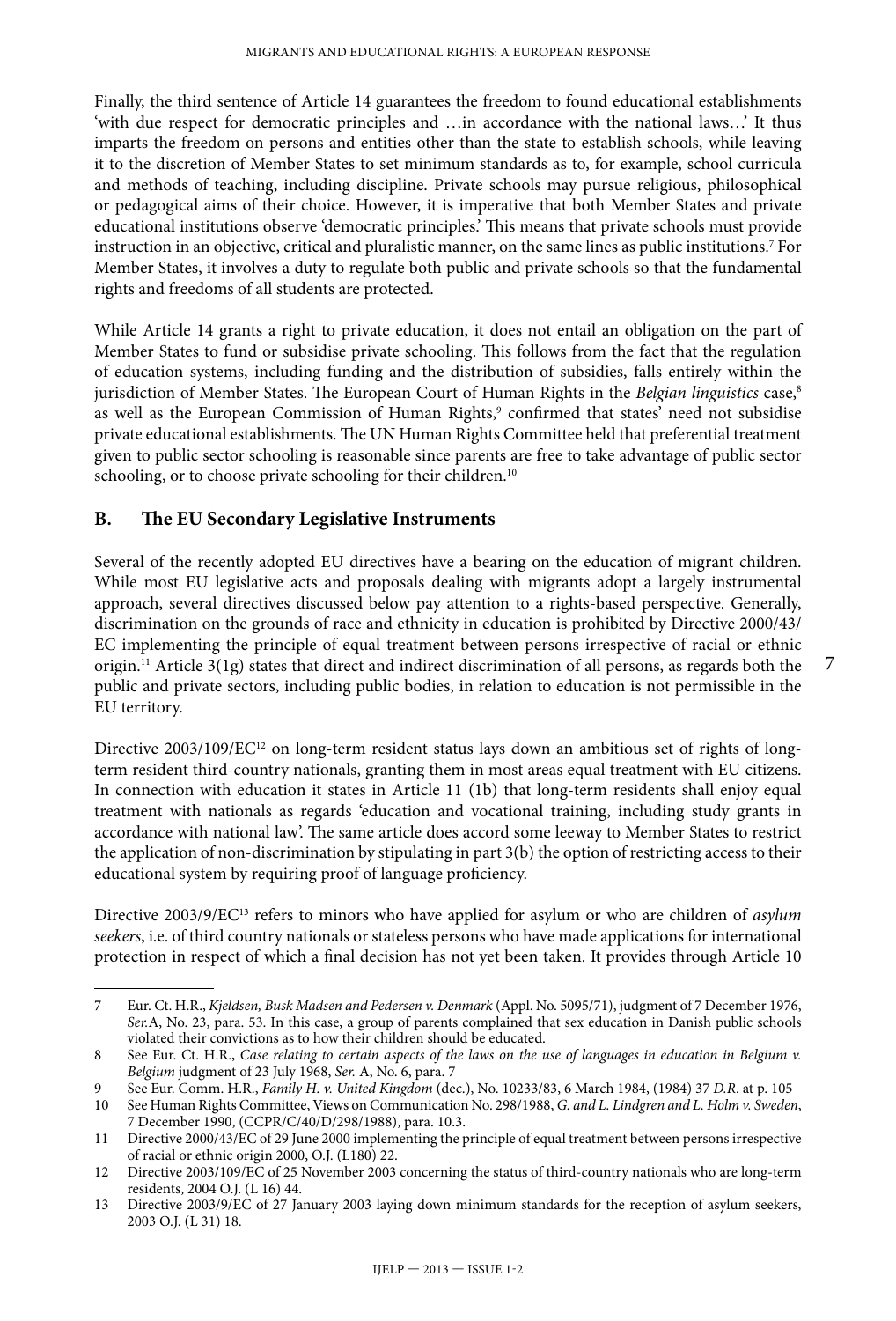Finally, the third sentence of Article 14 guarantees the freedom to found educational establishments 'with due respect for democratic principles and …in accordance with the national laws…' It thus imparts the freedom on persons and entities other than the state to establish schools, while leaving it to the discretion of Member States to set minimum standards as to, for example, school curricula and methods of teaching, including discipline. Private schools may pursue religious, philosophical or pedagogical aims of their choice. However, it is imperative that both Member States and private educational institutions observe 'democratic principles.' This means that private schools must provide instruction in an objective, critical and pluralistic manner, on the same lines as public institutions.[7] For Member States, it involves a duty to regulate both public and private schools so that the fundamental rights and freedoms of all students are protected.

While Article 14 grants a right to private education, it does not entail an obligation on the part of Member States to fund or subsidise private schooling. This follows from the fact that the regulation of education systems, including funding and the distribution of subsidies, falls entirely within the jurisdiction of Member States. The European Court of Human Rights in the *Belgian linguistics* case,[8] as well as the European Commission of Human Rights,[9] confirmed that states' need not subsidise private educational establishments. The UN Human Rights Committee held that preferential treatment given to public sector schooling is reasonable since parents are free to take advantage of public sector schooling, or to choose private schooling for their children.[10]

## B. The EU Secondary Legislative Instruments

Several of the recently adopted EU directives have a bearing on the education of migrant children. While most EU legislative acts and proposals dealing with migrants adopt a largely instrumental approach, several directives discussed below pay attention to a rights-based perspective. Generally, discrimination on the grounds of race and ethnicity in education is prohibited by Directive 2000/43/EC implementing the principle of equal treatment between persons irrespective of racial or ethnic origin.[11] Article 3(1g) states that direct and indirect discrimination of all persons, as regards both the public and private sectors, including public bodies, in relation to education is not permissible in the EU territory.

Directive 2003/109/EC[12] on long-term resident status lays down an ambitious set of rights of long-term resident third-country nationals, granting them in most areas equal treatment with EU citizens. In connection with education it states in Article 11 (1b) that long-term residents shall enjoy equal treatment with nationals as regards 'education and vocational training, including study grants in accordance with national law'. The same article does accord some leeway to Member States to restrict the application of non-discrimination by stipulating in part 3(b) the option of restricting access to their educational system by requiring proof of language proficiency.

Directive 2003/9/EC[13] refers to minors who have applied for asylum or who are children of *asylum seekers*, i.e. of third country nationals or stateless persons who have made applications for international protection in respect of which a final decision has not yet been taken. It provides through Article 10

---

7 Eur. Ct. H.R., *Kjeldsen, Busk Madsen and Pedersen v. Denmark* (Appl. No. 5095/71), judgment of 7 December 1976, *Ser.*A, No. 23, para. 53. In this case, a group of parents complained that sex education in Danish public schools violated their convictions as to how their children should be educated.

8 See Eur. Ct. H.R., *Case relating to certain aspects of the laws on the use of languages in education in Belgium v. Belgium* judgment of 23 July 1968, *Ser.* A, No. 6, para. 7

9 See Eur. Comm. H.R., *Family H. v. United Kingdom* (dec.), No. 10233/83, 6 March 1984, (1984) 37 *D.R*. at p. 105

10 See Human Rights Committee, Views on Communication No. 298/1988, *G. and L. Lindgren and L. Holm v. Sweden*, 7 December 1990, (CCPR/C/40/D/298/1988), para. 10.3.

11 Directive 2000/43/EC of 29 June 2000 implementing the principle of equal treatment between persons irrespective of racial or ethnic origin 2000, O.J. (L180) 22.

12 Directive 2003/109/EC of 25 November 2003 concerning the status of third-country nationals who are long-term residents, 2004 O.J. (L 16) 44.

13 Directive 2003/9/EC of 27 January 2003 laying down minimum standards for the reception of asylum seekers, 2003 O.J. (L 31) 18.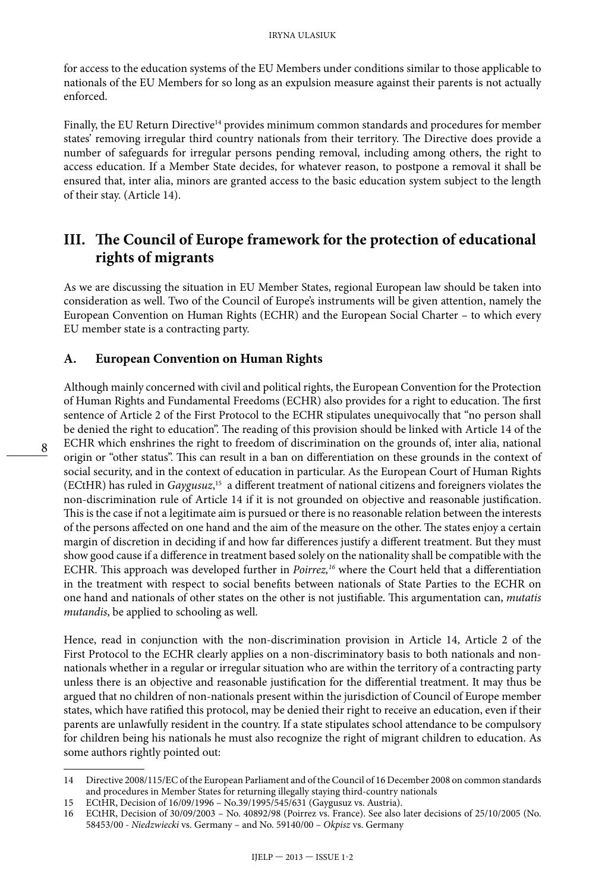for access to the education systems of the EU Members under conditions similar to those applicable to nationals of the EU Members for so long as an expulsion measure against their parents is not actually enforced.

Finally, the EU Return Directive[14] provides minimum common standards and procedures for member states' removing irregular third country nationals from their territory. The Directive does provide a number of safeguards for irregular persons pending removal, including among others, the right to access education. If a Member State decides, for whatever reason, to postpone a removal it shall be ensured that, inter alia, minors are granted access to the basic education system subject to the length of their stay. (Article 14).

## III. The Council of Europe framework for the protection of educational rights of migrants

As we are discussing the situation in EU Member States, regional European law should be taken into consideration as well. Two of the Council of Europe's instruments will be given attention, namely the European Convention on Human Rights (ECHR) and the European Social Charter – to which every EU member state is a contracting party.

### A. European Convention on Human Rights

Although mainly concerned with civil and political rights, the European Convention for the Protection of Human Rights and Fundamental Freedoms (ECHR) also provides for a right to education. The first sentence of Article 2 of the First Protocol to the ECHR stipulates unequivocally that "no person shall be denied the right to education". The reading of this provision should be linked with Article 14 of the ECHR which enshrines the right to freedom of discrimination on the grounds of, inter alia, national origin or "other status". This can result in a ban on differentiation on these grounds in the context of social security, and in the context of education in particular. As the European Court of Human Rights (ECtHR) has ruled in *Gaygusuz*,[15] a different treatment of national citizens and foreigners violates the non-discrimination rule of Article 14 if it is not grounded on objective and reasonable justification. This is the case if not a legitimate aim is pursued or there is no reasonable relation between the interests of the persons affected on one hand and the aim of the measure on the other. The states enjoy a certain margin of discretion in deciding if and how far differences justify a different treatment. But they must show good cause if a difference in treatment based solely on the nationality shall be compatible with the ECHR. This approach was developed further in *Poirrez,*[16] where the Court held that a differentiation in the treatment with respect to social benefits between nationals of State Parties to the ECHR on one hand and nationals of other states on the other is not justifiable. This argumentation can, *mutatis mutandis*, be applied to schooling as well.

Hence, read in conjunction with the non-discrimination provision in Article 14, Article 2 of the First Protocol to the ECHR clearly applies on a non-discriminatory basis to both nationals and non-nationals whether in a regular or irregular situation who are within the territory of a contracting party unless there is an objective and reasonable justification for the differential treatment. It may thus be argued that no children of non-nationals present within the jurisdiction of Council of Europe member states, which have ratified this protocol, may be denied their right to receive an education, even if their parents are unlawfully resident in the country. If a state stipulates school attendance to be compulsory for children being his nationals he must also recognize the right of migrant children to education. As some authors rightly pointed out:

---

14 Directive 2008/115/EC of the European Parliament and of the Council of 16 December 2008 on common standards and procedures in Member States for returning illegally staying third-country nationals

15 ECtHR, Decision of 16/09/1996 – No.39/1995/545/631 (Gaygusuz vs. Austria).

16 ECtHR, Decision of 30/09/2003 – No. 40892/98 (Poirrez vs. France). See also later decisions of 25/10/2005 (No. 58453/00 - *Niedzwiecki* vs. Germany – and No. 59140/00 – *Okpisz* vs. Germany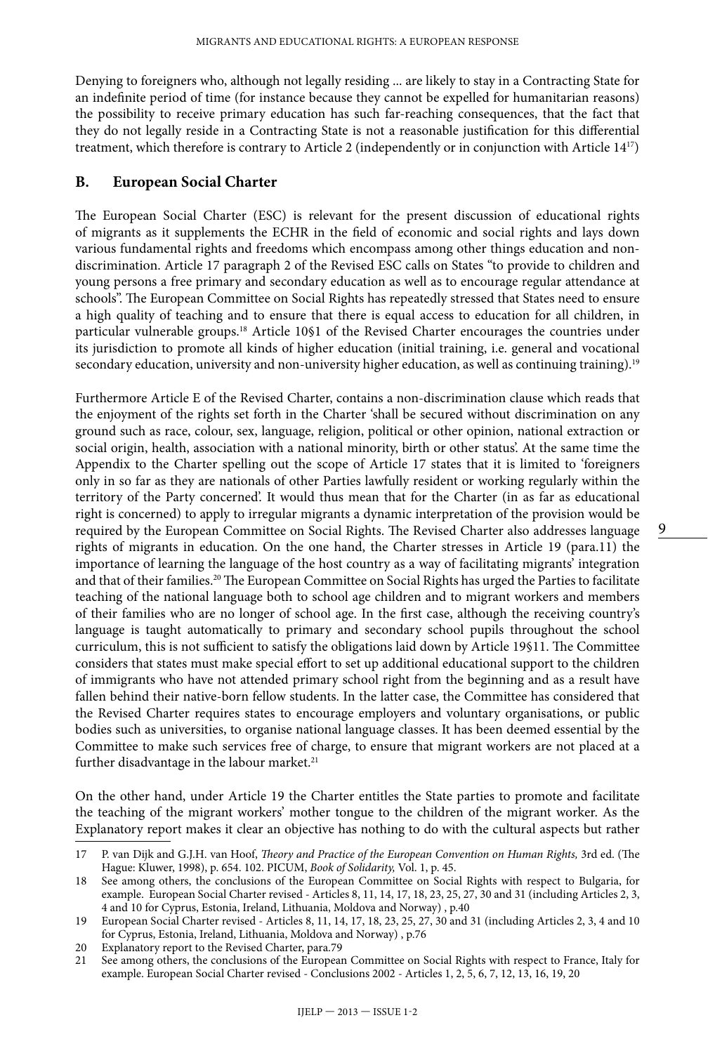Denying to foreigners who, although not legally residing ... are likely to stay in a Contracting State for an indefinite period of time (for instance because they cannot be expelled for humanitarian reasons) the possibility to receive primary education has such far-reaching consequences, that the fact that they do not legally reside in a Contracting State is not a reasonable justification for this differential treatment, which therefore is contrary to Article 2 (independently or in conjunction with Article 14[17])

## B. European Social Charter

The European Social Charter (ESC) is relevant for the present discussion of educational rights of migrants as it supplements the ECHR in the field of economic and social rights and lays down various fundamental rights and freedoms which encompass among other things education and non-discrimination. Article 17 paragraph 2 of the Revised ESC calls on States "to provide to children and young persons a free primary and secondary education as well as to encourage regular attendance at schools". The European Committee on Social Rights has repeatedly stressed that States need to ensure a high quality of teaching and to ensure that there is equal access to education for all children, in particular vulnerable groups.[18] Article 10§1 of the Revised Charter encourages the countries under its jurisdiction to promote all kinds of higher education (initial training, i.e. general and vocational secondary education, university and non-university higher education, as well as continuing training).[19]

Furthermore Article E of the Revised Charter, contains a non-discrimination clause which reads that the enjoyment of the rights set forth in the Charter 'shall be secured without discrimination on any ground such as race, colour, sex, language, religion, political or other opinion, national extraction or social origin, health, association with a national minority, birth or other status'. At the same time the Appendix to the Charter spelling out the scope of Article 17 states that it is limited to 'foreigners only in so far as they are nationals of other Parties lawfully resident or working regularly within the territory of the Party concerned'. It would thus mean that for the Charter (in as far as educational right is concerned) to apply to irregular migrants a dynamic interpretation of the provision would be required by the European Committee on Social Rights. The Revised Charter also addresses language rights of migrants in education. On the one hand, the Charter stresses in Article 19 (para.11) the importance of learning the language of the host country as a way of facilitating migrants' integration and that of their families.[20] The European Committee on Social Rights has urged the Parties to facilitate teaching of the national language both to school age children and to migrant workers and members of their families who are no longer of school age. In the first case, although the receiving country's language is taught automatically to primary and secondary school pupils throughout the school curriculum, this is not sufficient to satisfy the obligations laid down by Article 19§11. The Committee considers that states must make special effort to set up additional educational support to the children of immigrants who have not attended primary school right from the beginning and as a result have fallen behind their native-born fellow students. In the latter case, the Committee has considered that the Revised Charter requires states to encourage employers and voluntary organisations, or public bodies such as universities, to organise national language classes. It has been deemed essential by the Committee to make such services free of charge, to ensure that migrant workers are not placed at a further disadvantage in the labour market.[21]

On the other hand, under Article 19 the Charter entitles the State parties to promote and facilitate the teaching of the migrant workers' mother tongue to the children of the migrant worker. As the Explanatory report makes it clear an objective has nothing to do with the cultural aspects but rather

---

17 P. van Dijk and G.J.H. van Hoof, *Theory and Practice of the European Convention on Human Rights,* 3rd ed. (The Hague: Kluwer, 1998), p. 654. 102. PICUM, *Book of Solidarity,* Vol. 1, p. 45.

18 See among others, the conclusions of the European Committee on Social Rights with respect to Bulgaria, for example. European Social Charter revised - Articles 8, 11, 14, 17, 18, 23, 25, 27, 30 and 31 (including Articles 2, 3, 4 and 10 for Cyprus, Estonia, Ireland, Lithuania, Moldova and Norway) , p.40

19 European Social Charter revised - Articles 8, 11, 14, 17, 18, 23, 25, 27, 30 and 31 (including Articles 2, 3, 4 and 10 for Cyprus, Estonia, Ireland, Lithuania, Moldova and Norway) , p.76

20 Explanatory report to the Revised Charter, para.79

21 See among others, the conclusions of the European Committee on Social Rights with respect to France, Italy for example. European Social Charter revised - Conclusions 2002 - Articles 1, 2, 5, 6, 7, 12, 13, 16, 19, 20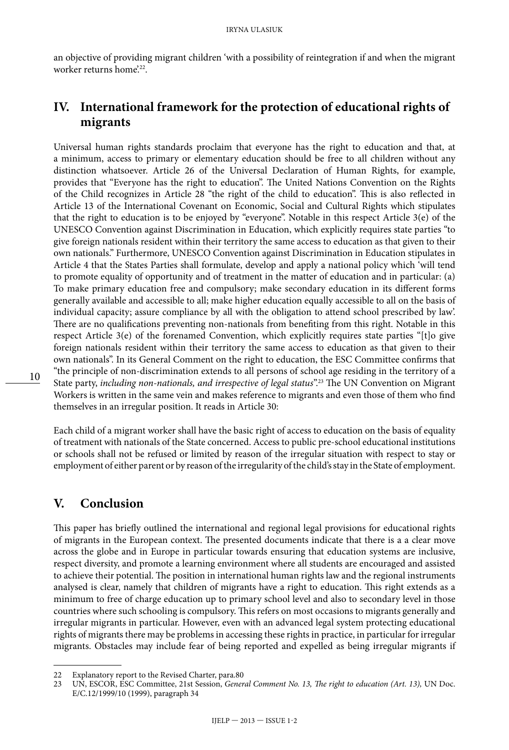an objective of providing migrant children 'with a possibility of reintegration if and when the migrant worker returns home'.[22].

## IV. International framework for the protection of educational rights of migrants

Universal human rights standards proclaim that everyone has the right to education and that, at a minimum, access to primary or elementary education should be free to all children without any distinction whatsoever. Article 26 of the Universal Declaration of Human Rights, for example, provides that "Everyone has the right to education". The United Nations Convention on the Rights of the Child recognizes in Article 28 "the right of the child to education". This is also reflected in Article 13 of the International Covenant on Economic, Social and Cultural Rights which stipulates that the right to education is to be enjoyed by "everyone". Notable in this respect Article 3(e) of the UNESCO Convention against Discrimination in Education, which explicitly requires state parties "to give foreign nationals resident within their territory the same access to education as that given to their own nationals." Furthermore, UNESCO Convention against Discrimination in Education stipulates in Article 4 that the States Parties shall formulate, develop and apply a national policy which 'will tend to promote equality of opportunity and of treatment in the matter of education and in particular: (a) To make primary education free and compulsory; make secondary education in its different forms generally available and accessible to all; make higher education equally accessible to all on the basis of individual capacity; assure compliance by all with the obligation to attend school prescribed by law'. There are no qualifications preventing non-nationals from benefiting from this right. Notable in this respect Article 3(e) of the forenamed Convention, which explicitly requires state parties "[t]o give foreign nationals resident within their territory the same access to education as that given to their own nationals". In its General Comment on the right to education, the ESC Committee confirms that "the principle of non-discrimination extends to all persons of school age residing in the territory of a State party, *including non-nationals, and irrespective of legal status*".[23] The UN Convention on Migrant Workers is written in the same vein and makes reference to migrants and even those of them who find themselves in an irregular position. It reads in Article 30:

Each child of a migrant worker shall have the basic right of access to education on the basis of equality of treatment with nationals of the State concerned. Access to public pre-school educational institutions or schools shall not be refused or limited by reason of the irregular situation with respect to stay or employment of either parent or by reason of the irregularity of the child's stay in the State of employment.

## V. Conclusion

This paper has briefly outlined the international and regional legal provisions for educational rights of migrants in the European context. The presented documents indicate that there is a a clear move across the globe and in Europe in particular towards ensuring that education systems are inclusive, respect diversity, and promote a learning environment where all students are encouraged and assisted to achieve their potential. The position in international human rights law and the regional instruments analysed is clear, namely that children of migrants have a right to education. This right extends as a minimum to free of charge education up to primary school level and also to secondary level in those countries where such schooling is compulsory. This refers on most occasions to migrants generally and irregular migrants in particular. However, even with an advanced legal system protecting educational rights of migrants there may be problems in accessing these rights in practice, in particular for irregular migrants. Obstacles may include fear of being reported and expelled as being irregular migrants if

---

22 Explanatory report to the Revised Charter, para.80

23 UN, ESCOR, ESC Committee, 21st Session, *General Comment No. 13, The right to education (Art. 13),* UN Doc. E/C.12/1999/10 (1999), paragraph 34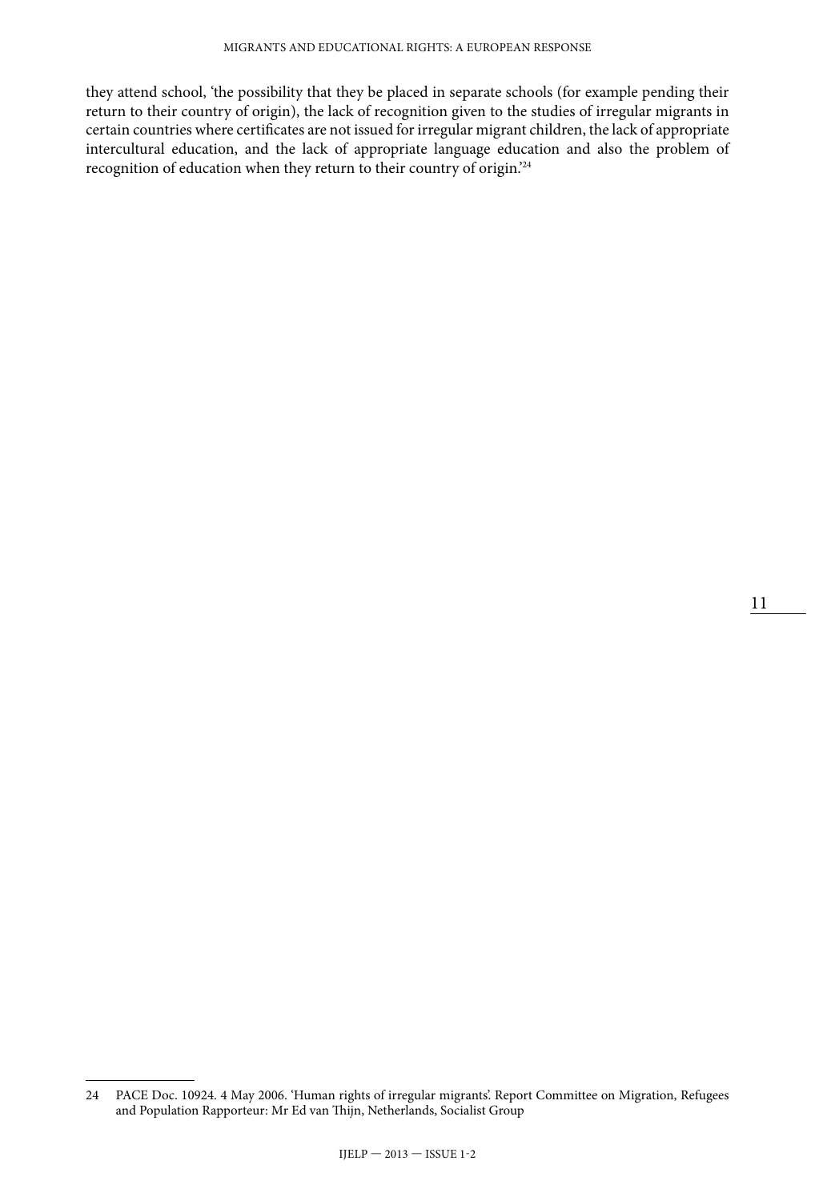they attend school, 'the possibility that they be placed in separate schools (for example pending their return to their country of origin), the lack of recognition given to the studies of irregular migrants in certain countries where certificates are not issued for irregular migrant children, the lack of appropriate intercultural education, and the lack of appropriate language education and also the problem of recognition of education when they return to their country of origin.'[24]

---

24 PACE Doc. 10924. 4 May 2006. 'Human rights of irregular migrants'. Report Committee on Migration, Refugees and Population Rapporteur: Mr Ed van Thijn, Netherlands, Socialist Group